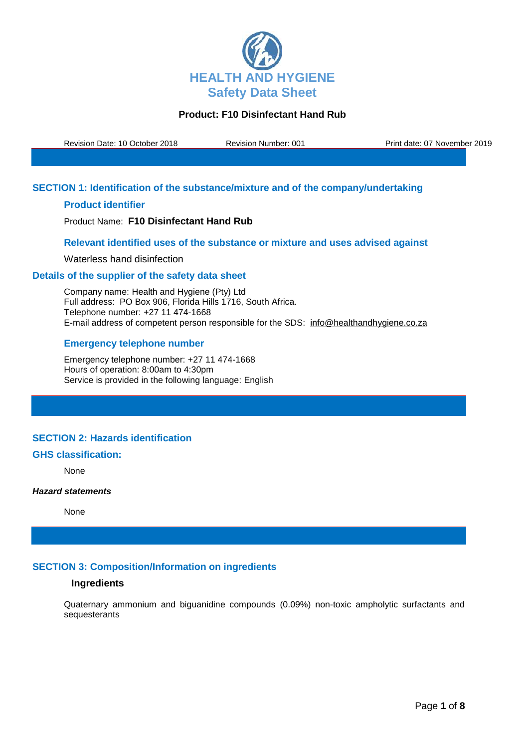# HEALTH AND HYGIENE
## Safety Data Sheet

**Product: F10 Disinfectant Hand Rub**

Revision Date: 10 October 2018 Revision Number: 001 Print date: 07 November 2019

## SECTION 1: Identification of the substance/mixture and of the company/undertaking

### Product identifier

Product Name: **F10 Disinfectant Hand Rub**

### Relevant identified uses of the substance or mixture and uses advised against

Waterless hand disinfection

### Details of the supplier of the safety data sheet

Company name: Health and Hygiene (Pty) Ltd
Full address: PO Box 906, Florida Hills 1716, South Africa.
Telephone number: +27 11 474-1668
E-mail address of competent person responsible for the SDS: info@healthandhygiene.co.za

### Emergency telephone number

Emergency telephone number: +27 11 474-1668
Hours of operation: 8:00am to 4:30pm
Service is provided in the following language: English

## SECTION 2: Hazards identification

### GHS classification:

None

***Hazard statements***

None

## SECTION 3: Composition/Information on ingredients

**Ingredients**

Quaternary ammonium and biguanidine compounds (0.09%) non-toxic ampholytic surfactants and sequesterants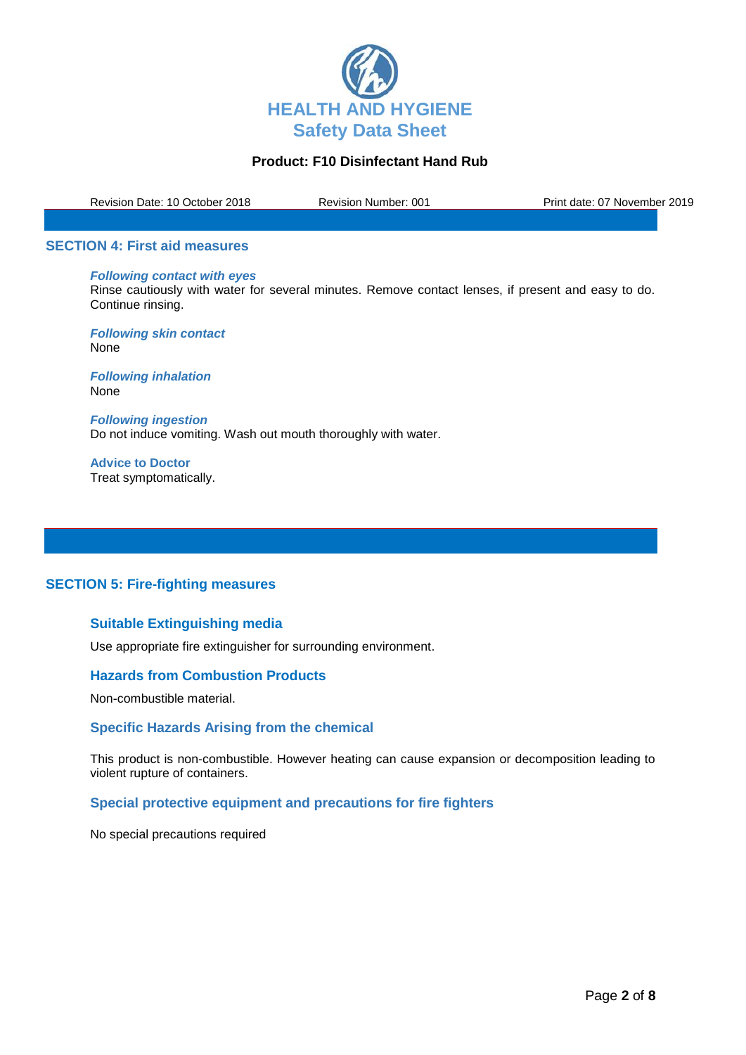## SECTION 4: First aid measures

***Following contact with eyes***

Rinse cautiously with water for several minutes. Remove contact lenses, if present and easy to do. Continue rinsing.

***Following skin contact***

None

***Following inhalation***

None

***Following ingestion***

Do not induce vomiting. Wash out mouth thoroughly with water.

**Advice to Doctor**

Treat symptomatically.

## SECTION 5: Fire-fighting measures

### Suitable Extinguishing media

Use appropriate fire extinguisher for surrounding environment.

### Hazards from Combustion Products

Non-combustible material.

### Specific Hazards Arising from the chemical

This product is non-combustible. However heating can cause expansion or decomposition leading to violent rupture of containers.

### Special protective equipment and precautions for fire fighters

No special precautions required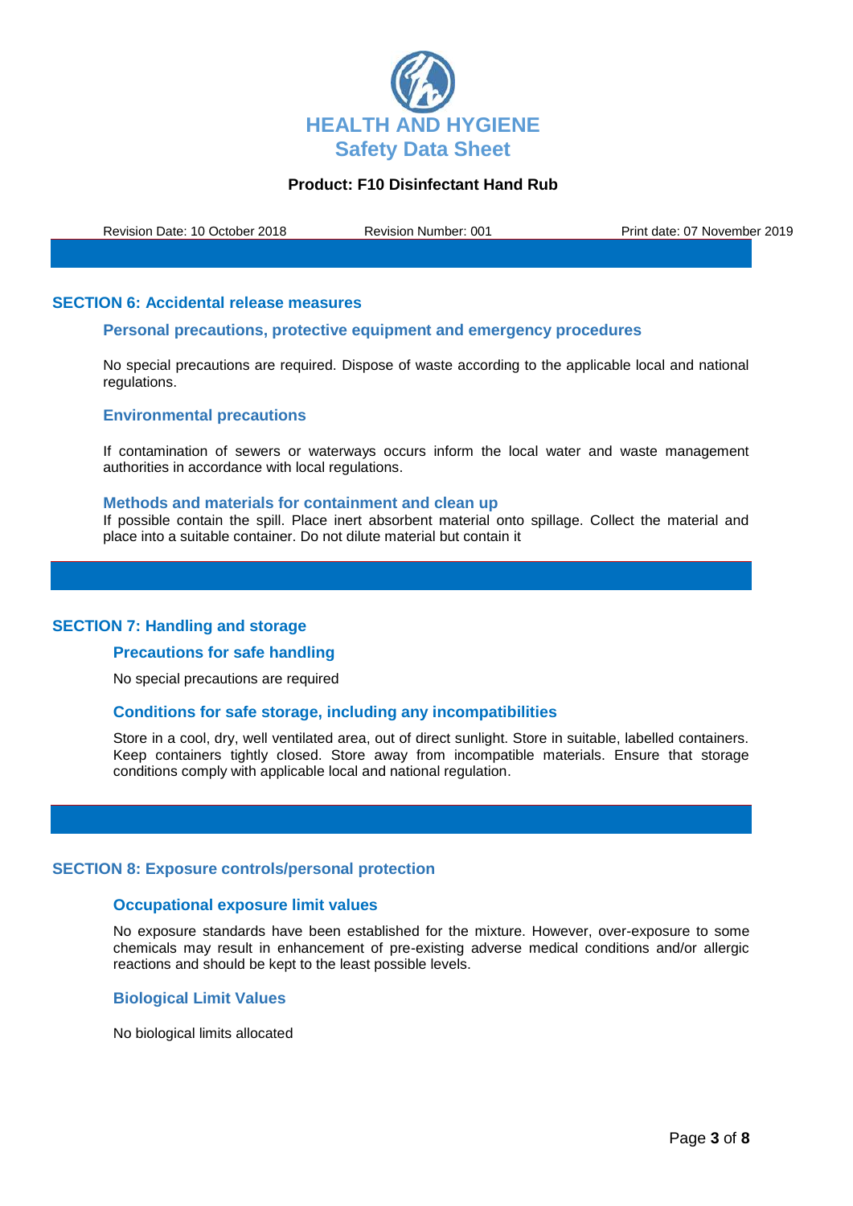## SECTION 6: Accidental release measures

### Personal precautions, protective equipment and emergency procedures

No special precautions are required. Dispose of waste according to the applicable local and national regulations.

### Environmental precautions

If contamination of sewers or waterways occurs inform the local water and waste management authorities in accordance with local regulations.

### Methods and materials for containment and clean up

If possible contain the spill. Place inert absorbent material onto spillage. Collect the material and place into a suitable container. Do not dilute material but contain it

## SECTION 7: Handling and storage

### Precautions for safe handling

No special precautions are required

### Conditions for safe storage, including any incompatibilities

Store in a cool, dry, well ventilated area, out of direct sunlight. Store in suitable, labelled containers. Keep containers tightly closed. Store away from incompatible materials. Ensure that storage conditions comply with applicable local and national regulation.

## SECTION 8: Exposure controls/personal protection

### Occupational exposure limit values

No exposure standards have been established for the mixture. However, over-exposure to some chemicals may result in enhancement of pre-existing adverse medical conditions and/or allergic reactions and should be kept to the least possible levels.

### Biological Limit Values

No biological limits allocated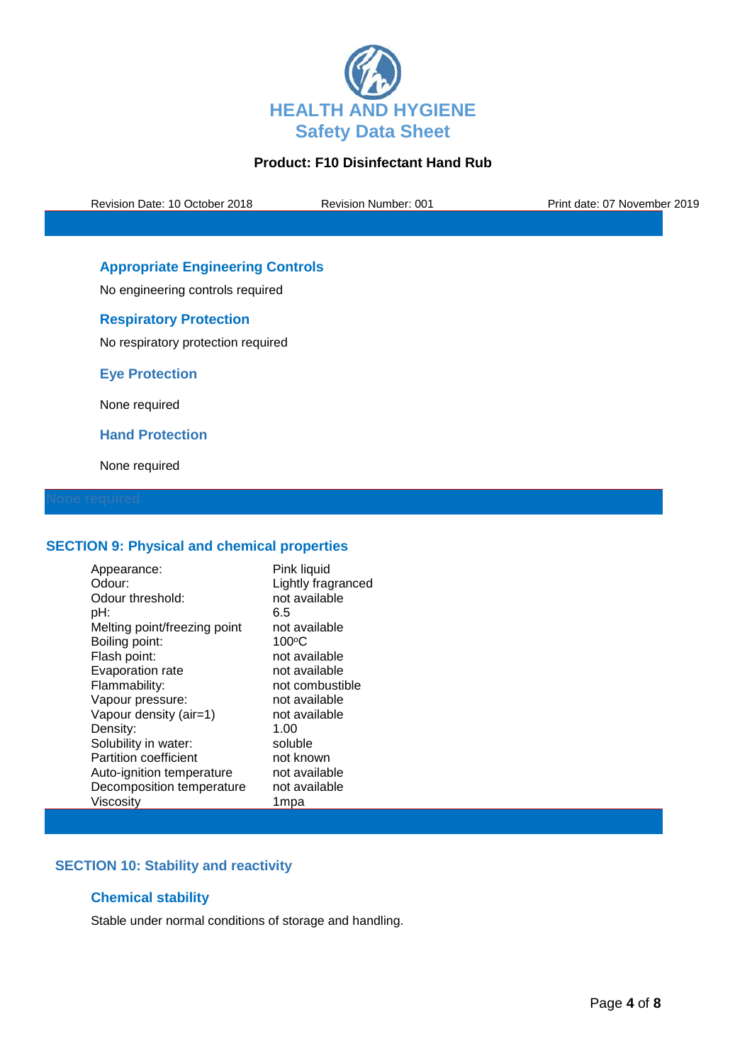### Appropriate Engineering Controls

No engineering controls required

### Respiratory Protection

No respiratory protection required

### Eye Protection

None required

### Hand Protection

None required

None required

## SECTION 9: Physical and chemical properties

| Property | Value |
|---|---|
| Appearance: | Pink liquid |
| Odour: | Lightly fragranced |
| Odour threshold: | not available |
| pH: | 6.5 |
| Melting point/freezing point | not available |
| Boiling point: | 100ºC |
| Flash point: | not available |
| Evaporation rate | not available |
| Flammability: | not combustible |
| Vapour pressure: | not available |
| Vapour density (air=1) | not available |
| Density: | 1.00 |
| Solubility in water: | soluble |
| Partition coefficient | not known |
| Auto-ignition temperature | not available |
| Decomposition temperature | not available |
| Viscosity | 1mpa |

## SECTION 10: Stability and reactivity

### Chemical stability

Stable under normal conditions of storage and handling.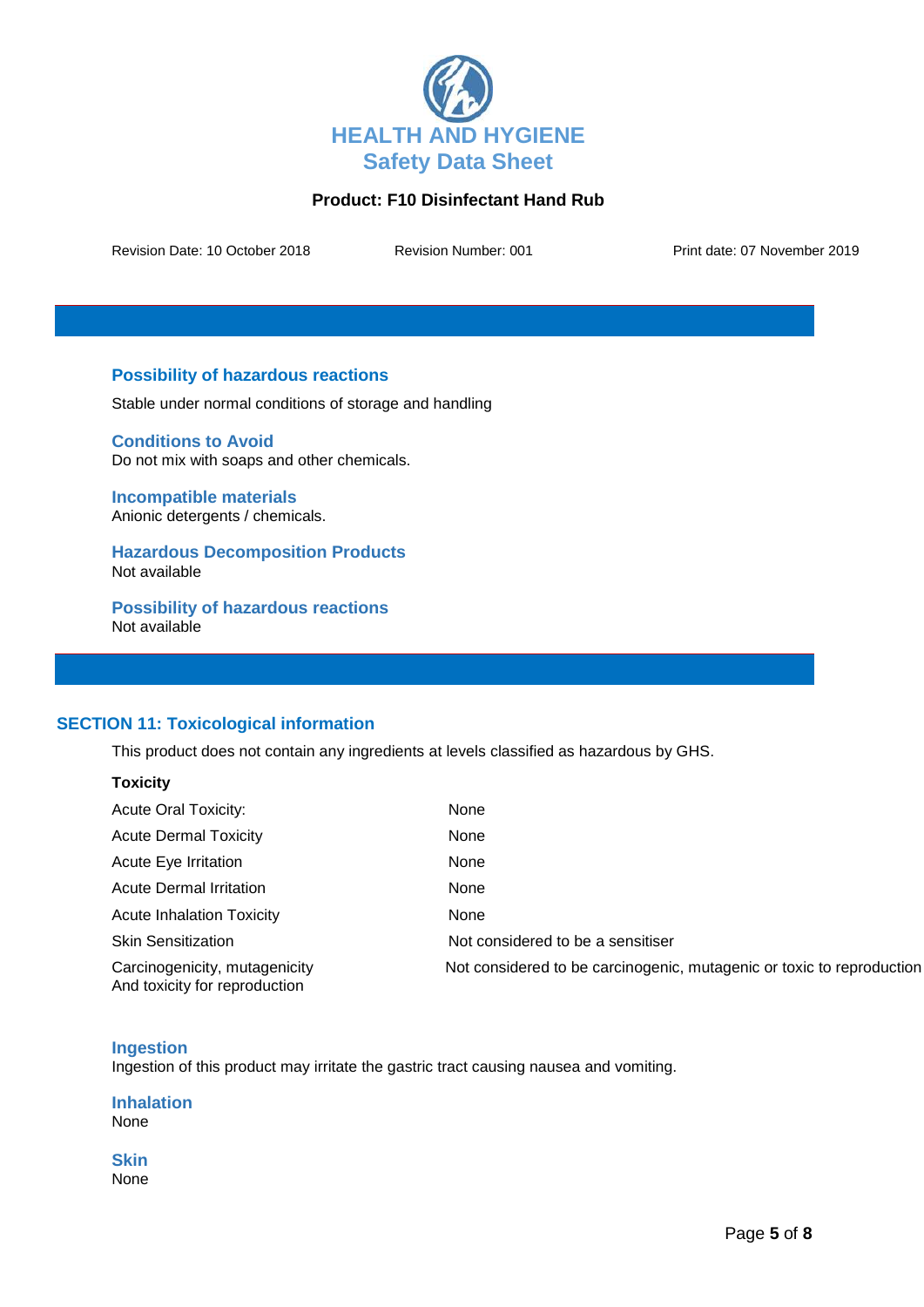## Possibility of hazardous reactions

Stable under normal conditions of storage and handling

## Conditions to Avoid

Do not mix with soaps and other chemicals.

## Incompatible materials

Anionic detergents / chemicals.

## Hazardous Decomposition Products

Not available

## Possibility of hazardous reactions

Not available

# SECTION 11: Toxicological information

This product does not contain any ingredients at levels classified as hazardous by GHS.

**Toxicity**

| | |
|---|---|
| Acute Oral Toxicity: | None |
| Acute Dermal Toxicity | None |
| Acute Eye Irritation | None |
| Acute Dermal Irritation | None |
| Acute Inhalation Toxicity | None |
| Skin Sensitization | Not considered to be a sensitiser |
| Carcinogenicity, mutagenicity And toxicity for reproduction | Not considered to be carcinogenic, mutagenic or toxic to reproduction |

## Ingestion

Ingestion of this product may irritate the gastric tract causing nausea and vomiting.

## Inhalation

None

## Skin

None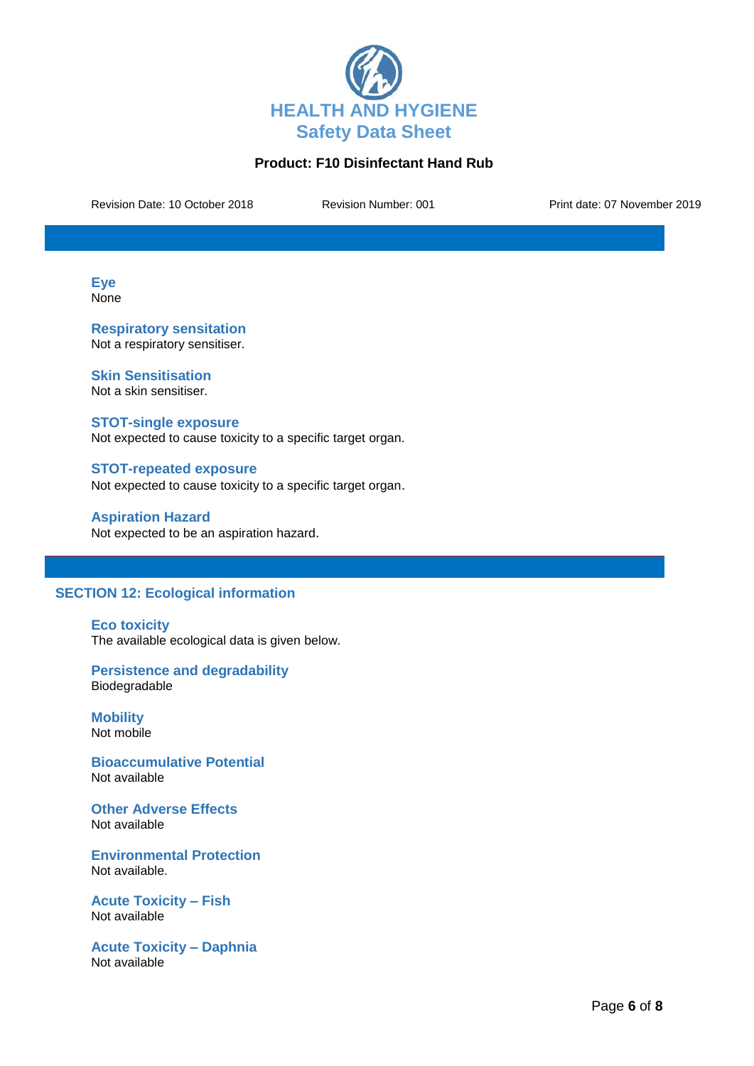### Eye
None

### Respiratory sensitation
Not a respiratory sensitiser.

### Skin Sensitisation
Not a skin sensitiser.

### STOT-single exposure
Not expected to cause toxicity to a specific target organ.

### STOT-repeated exposure
Not expected to cause toxicity to a specific target organ.

### Aspiration Hazard
Not expected to be an aspiration hazard.

## SECTION 12: Ecological information

### Eco toxicity
The available ecological data is given below.

### Persistence and degradability
Biodegradable

### Mobility
Not mobile

### Bioaccumulative Potential
Not available

### Other Adverse Effects
Not available

### Environmental Protection
Not available.

### Acute Toxicity – Fish
Not available

### Acute Toxicity – Daphnia
Not available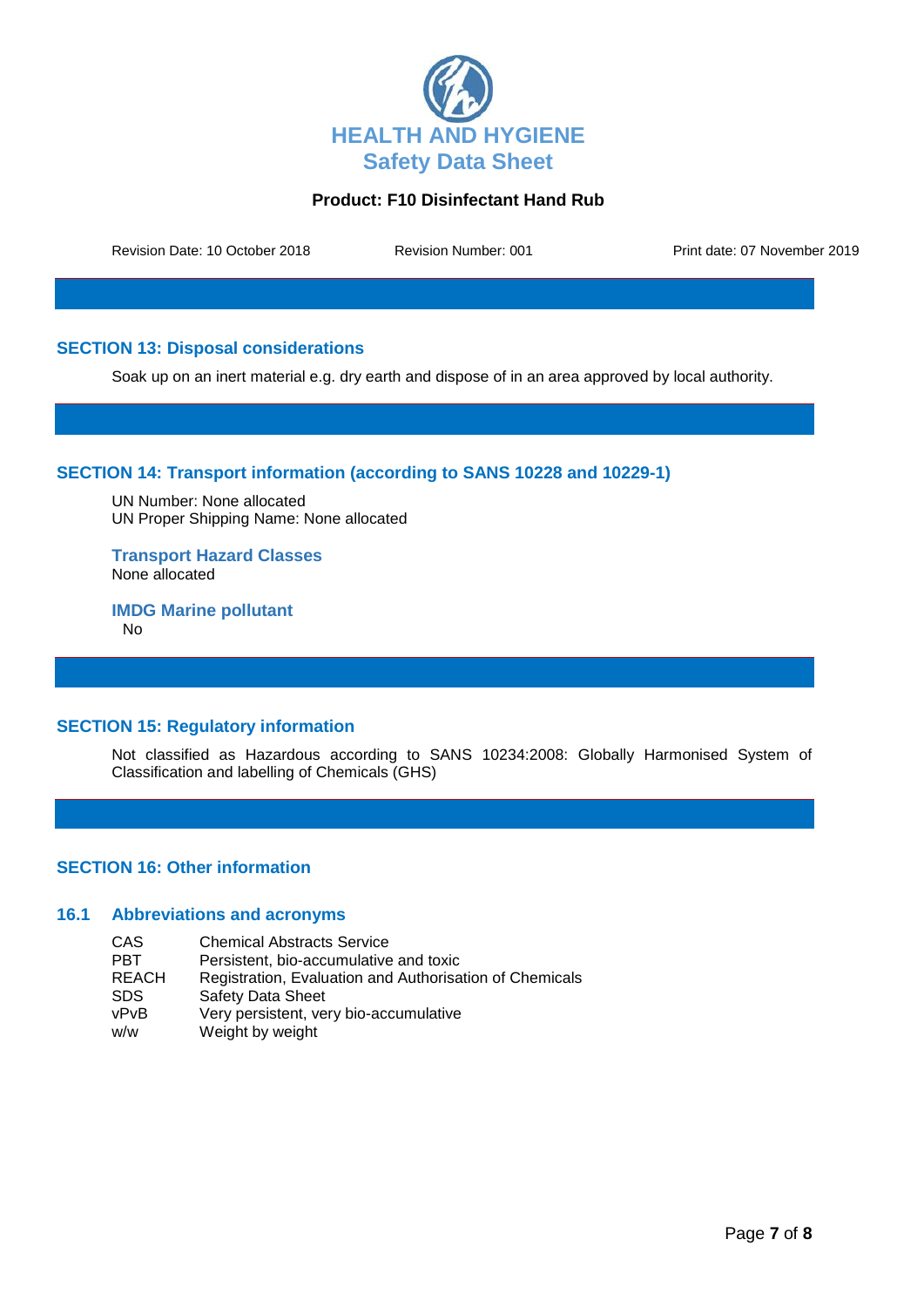## SECTION 13: Disposal considerations

Soak up on an inert material e.g. dry earth and dispose of in an area approved by local authority.

## SECTION 14: Transport information (according to SANS 10228 and 10229-1)

UN Number: None allocated
UN Proper Shipping Name: None allocated

### Transport Hazard Classes

None allocated

### IMDG Marine pollutant

No

## SECTION 15: Regulatory information

Not classified as Hazardous according to SANS 10234:2008: Globally Harmonised System of Classification and labelling of Chemicals (GHS)

## SECTION 16: Other information

### 16.1 Abbreviations and acronyms

| | |
|---|---|
| CAS | Chemical Abstracts Service |
| PBT | Persistent, bio-accumulative and toxic |
| REACH | Registration, Evaluation and Authorisation of Chemicals |
| SDS | Safety Data Sheet |
| vPvB | Very persistent, very bio-accumulative |
| w/w | Weight by weight |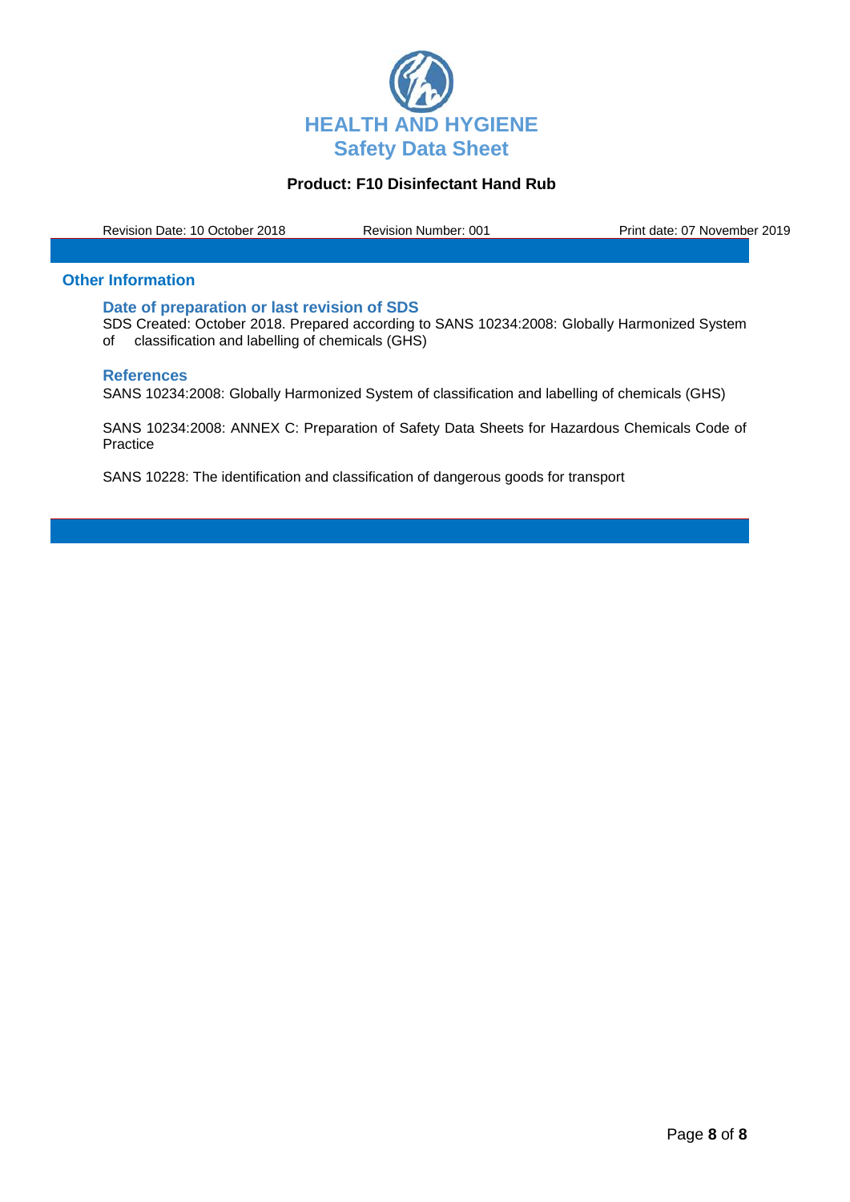## Other Information

### Date of preparation or last revision of SDS

SDS Created: October 2018. Prepared according to SANS 10234:2008: Globally Harmonized System of classification and labelling of chemicals (GHS)

### References

SANS 10234:2008: Globally Harmonized System of classification and labelling of chemicals (GHS)

SANS 10234:2008: ANNEX C: Preparation of Safety Data Sheets for Hazardous Chemicals Code of Practice

SANS 10228: The identification and classification of dangerous goods for transport